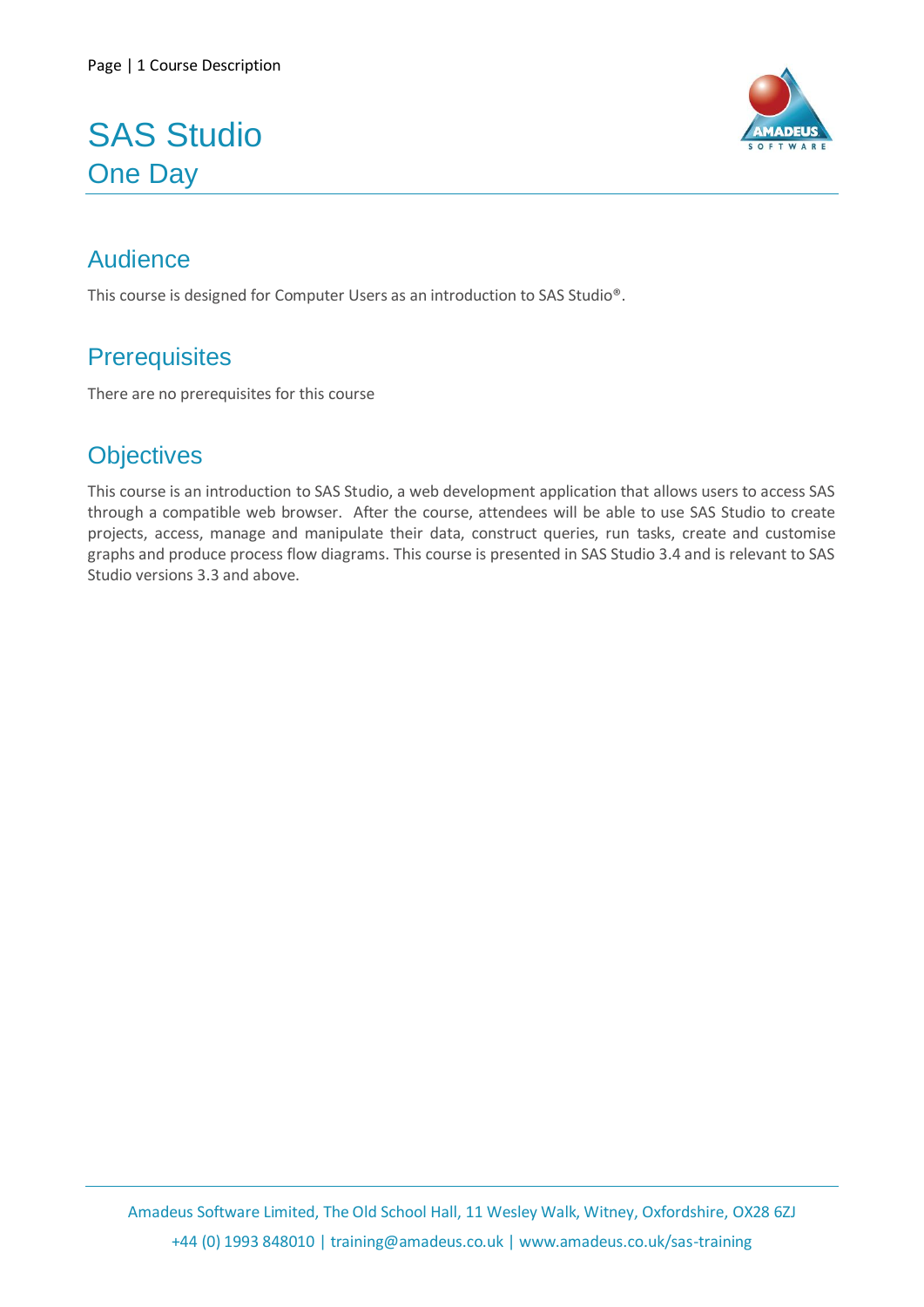# SAS Studio

## One Day

## Audience

This course is designed for Computer Users as an introduction to SAS Studio®.

## Prerequisites

There are no prerequisites for this course

## Objectives

This course is an introduction to SAS Studio, a web development application that allows users to access SAS through a compatible web browser. After the course, attendees will be able to use SAS Studio to create projects, access, manage and manipulate their data, construct queries, run tasks, create and customise graphs and produce process flow diagrams. This course is presented in SAS Studio 3.4 and is relevant to SAS Studio versions 3.3 and above.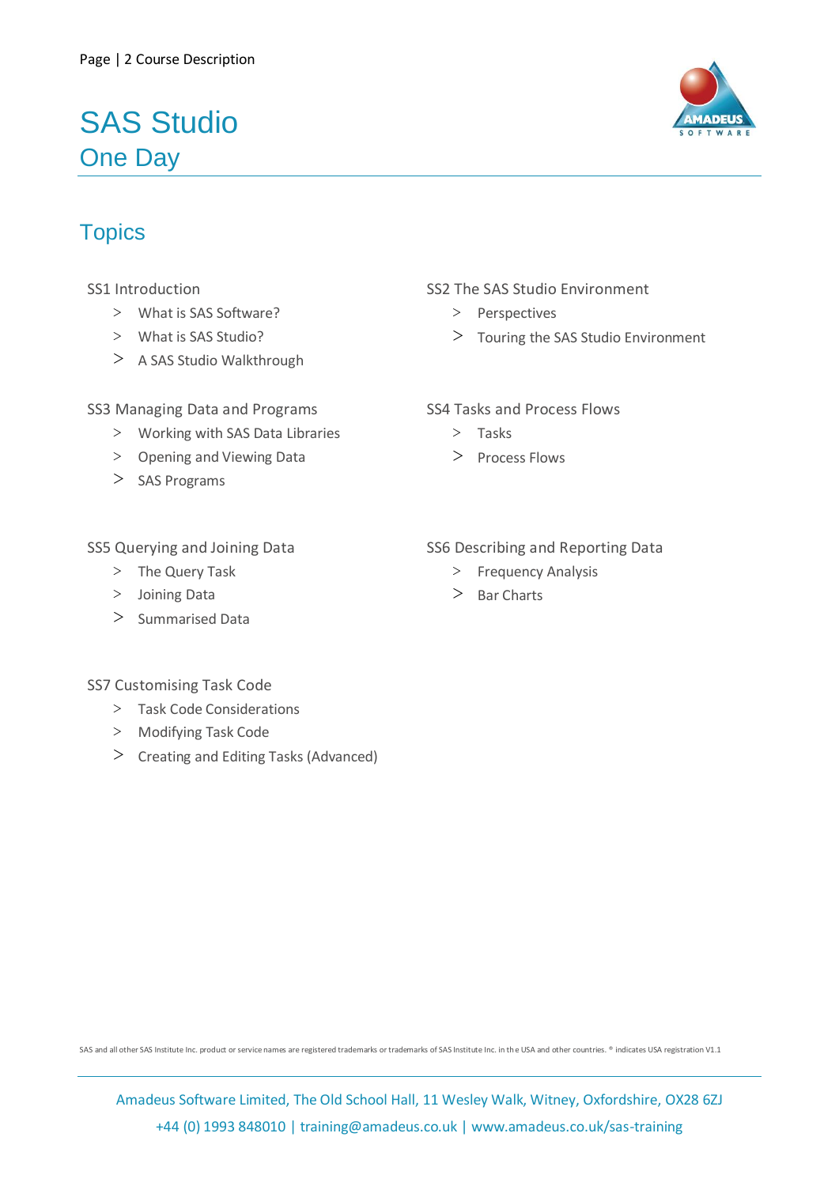# SAS Studio

## One Day

## Topics

### SS1 Introduction

- What is SAS Software?
- What is SAS Studio?
- A SAS Studio Walkthrough

### SS2 The SAS Studio Environment

- Perspectives
- Touring the SAS Studio Environment

### SS3 Managing Data and Programs

- Working with SAS Data Libraries
- Opening and Viewing Data
- SAS Programs

### SS4 Tasks and Process Flows

- Tasks
- Process Flows

### SS5 Querying and Joining Data

- The Query Task
- Joining Data
- Summarised Data

### SS6 Describing and Reporting Data

- Frequency Analysis
- Bar Charts

### SS7 Customising Task Code

- Task Code Considerations
- Modifying Task Code
- Creating and Editing Tasks (Advanced)

SAS and all other SAS Institute Inc. product or service names are registered trademarks or trademarks of SAS Institute Inc. in the USA and other countries. ® indicates USA registration V1.1

Amadeus Software Limited, The Old School Hall, 11 Wesley Walk, Witney, Oxfordshire, OX28 6ZJ
+44 (0) 1993 848010 | training@amadeus.co.uk | www.amadeus.co.uk/sas-training